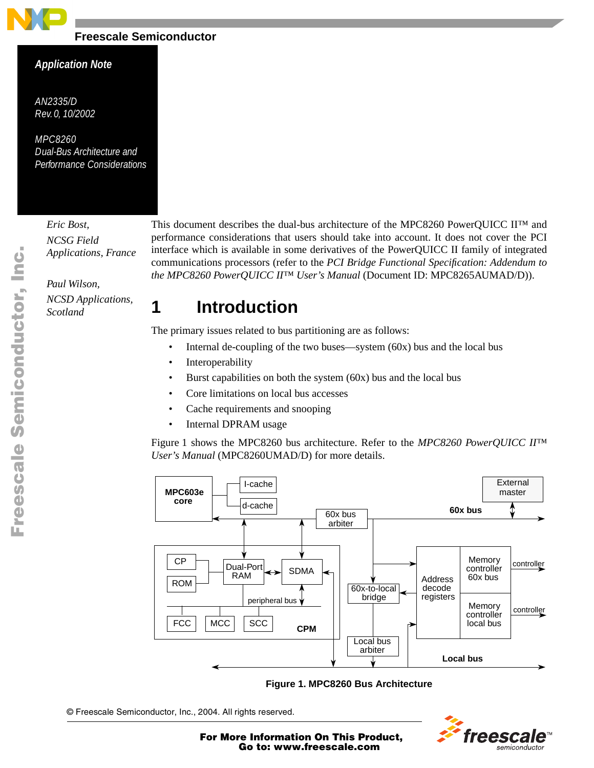Freescale Semiconductor

*Application Note*

*AN2335/D*
*Rev. 0, 10/2002*

*MPC8260*
*Dual-Bus Architecture and Performance Considerations*

*Eric Bost,*
*NCSG Field Applications, France*

*Paul Wilson,*
*NCSD Applications, Scotland*

This document describes the dual-bus architecture of the MPC8260 PowerQUICC II™ and performance considerations that users should take into account. It does not cover the PCI interface which is available in some derivatives of the PowerQUICC II family of integrated communications processors (refer to the *PCI Bridge Functional Specification: Addendum to the MPC8260 PowerQUICC II™ User's Manual* (Document ID: MPC8265AUMAD/D)).

# 1 Introduction

The primary issues related to bus partitioning are as follows:

- Internal de-coupling of the two buses—system (60x) bus and the local bus
- Interoperability
- Burst capabilities on both the system (60x) bus and the local bus
- Core limitations on local bus accesses
- Cache requirements and snooping
- Internal DPRAM usage

Figure 1 shows the MPC8260 bus architecture. Refer to the *MPC8260 PowerQUICC II™ User's Manual* (MPC8260UMAD/D) for more details.

**Figure 1. MPC8260 Bus Architecture**

© Freescale Semiconductor, Inc., 2004. All rights reserved.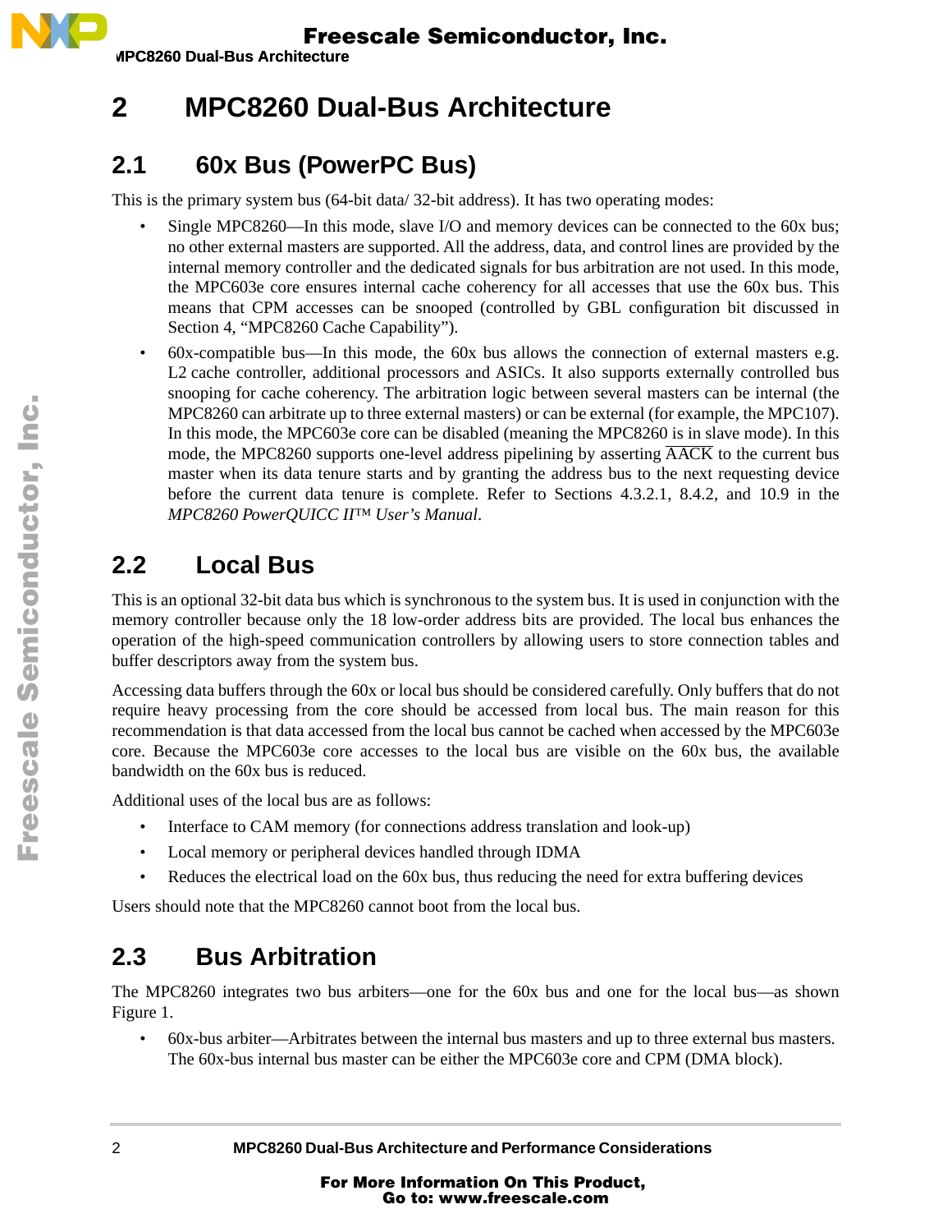# 2 MPC8260 Dual-Bus Architecture

## 2.1 60x Bus (PowerPC Bus)

This is the primary system bus (64-bit data/ 32-bit address). It has two operating modes:

- Single MPC8260—In this mode, slave I/O and memory devices can be connected to the 60x bus; no other external masters are supported. All the address, data, and control lines are provided by the internal memory controller and the dedicated signals for bus arbitration are not used. In this mode, the MPC603e core ensures internal cache coherency for all accesses that use the 60x bus. This means that CPM accesses can be snooped (controlled by GBL configuration bit discussed in Section 4, "MPC8260 Cache Capability").
- 60x-compatible bus—In this mode, the 60x bus allows the connection of external masters e.g. L2 cache controller, additional processors and ASICs. It also supports externally controlled bus snooping for cache coherency. The arbitration logic between several masters can be internal (the MPC8260 can arbitrate up to three external masters) or can be external (for example, the MPC107). In this mode, the MPC603e core can be disabled (meaning the MPC8260 is in slave mode). In this mode, the MPC8260 supports one-level address pipelining by asserting $\overline{\text{AACK}}$ to the current bus master when its data tenure starts and by granting the address bus to the next requesting device before the current data tenure is complete. Refer to Sections 4.3.2.1, 8.4.2, and 10.9 in the *MPC8260 PowerQUICC II™ User's Manual*.

## 2.2 Local Bus

This is an optional 32-bit data bus which is synchronous to the system bus. It is used in conjunction with the memory controller because only the 18 low-order address bits are provided. The local bus enhances the operation of the high-speed communication controllers by allowing users to store connection tables and buffer descriptors away from the system bus.

Accessing data buffers through the 60x or local bus should be considered carefully. Only buffers that do not require heavy processing from the core should be accessed from local bus. The main reason for this recommendation is that data accessed from the local bus cannot be cached when accessed by the MPC603e core. Because the MPC603e core accesses to the local bus are visible on the 60x bus, the available bandwidth on the 60x bus is reduced.

Additional uses of the local bus are as follows:

- Interface to CAM memory (for connections address translation and look-up)
- Local memory or peripheral devices handled through IDMA
- Reduces the electrical load on the 60x bus, thus reducing the need for extra buffering devices

Users should note that the MPC8260 cannot boot from the local bus.

## 2.3 Bus Arbitration

The MPC8260 integrates two bus arbiters—one for the 60x bus and one for the local bus—as shown Figure 1.

- 60x-bus arbiter—Arbitrates between the internal bus masters and up to three external bus masters. The 60x-bus internal bus master can be either the MPC603e core and CPM (DMA block).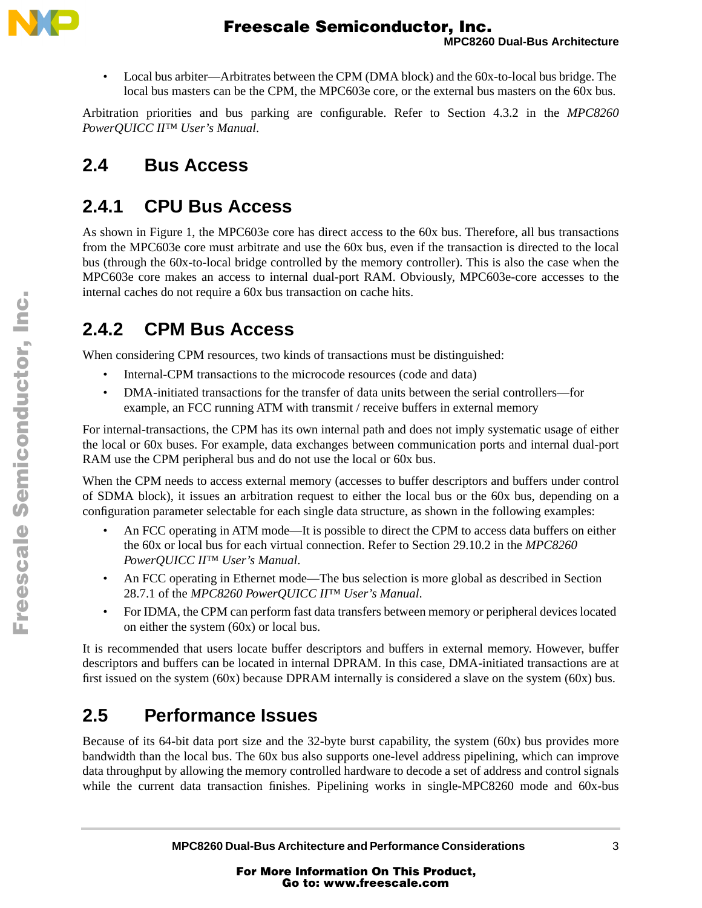- Local bus arbiter—Arbitrates between the CPM (DMA block) and the 60x-to-local bus bridge. The local bus masters can be the CPM, the MPC603e core, or the external bus masters on the 60x bus.

Arbitration priorities and bus parking are configurable. Refer to Section 4.3.2 in the *MPC8260 PowerQUICC II™ User's Manual*.

## 2.4 Bus Access

### 2.4.1 CPU Bus Access

As shown in Figure 1, the MPC603e core has direct access to the 60x bus. Therefore, all bus transactions from the MPC603e core must arbitrate and use the 60x bus, even if the transaction is directed to the local bus (through the 60x-to-local bridge controlled by the memory controller). This is also the case when the MPC603e core makes an access to internal dual-port RAM. Obviously, MPC603e-core accesses to the internal caches do not require a 60x bus transaction on cache hits.

### 2.4.2 CPM Bus Access

When considering CPM resources, two kinds of transactions must be distinguished:

- Internal-CPM transactions to the microcode resources (code and data)
- DMA-initiated transactions for the transfer of data units between the serial controllers—for example, an FCC running ATM with transmit / receive buffers in external memory

For internal-transactions, the CPM has its own internal path and does not imply systematic usage of either the local or 60x buses. For example, data exchanges between communication ports and internal dual-port RAM use the CPM peripheral bus and do not use the local or 60x bus.

When the CPM needs to access external memory (accesses to buffer descriptors and buffers under control of SDMA block), it issues an arbitration request to either the local bus or the 60x bus, depending on a configuration parameter selectable for each single data structure, as shown in the following examples:

- An FCC operating in ATM mode—It is possible to direct the CPM to access data buffers on either the 60x or local bus for each virtual connection. Refer to Section 29.10.2 in the *MPC8260 PowerQUICC II™ User's Manual*.
- An FCC operating in Ethernet mode—The bus selection is more global as described in Section 28.7.1 of the *MPC8260 PowerQUICC II™ User's Manual*.
- For IDMA, the CPM can perform fast data transfers between memory or peripheral devices located on either the system (60x) or local bus.

It is recommended that users locate buffer descriptors and buffers in external memory. However, buffer descriptors and buffers can be located in internal DPRAM. In this case, DMA-initiated transactions are at first issued on the system (60x) because DPRAM internally is considered a slave on the system (60x) bus.

## 2.5 Performance Issues

Because of its 64-bit data port size and the 32-byte burst capability, the system (60x) bus provides more bandwidth than the local bus. The 60x bus also supports one-level address pipelining, which can improve data throughput by allowing the memory controlled hardware to decode a set of address and control signals while the current data transaction finishes. Pipelining works in single-MPC8260 mode and 60x-bus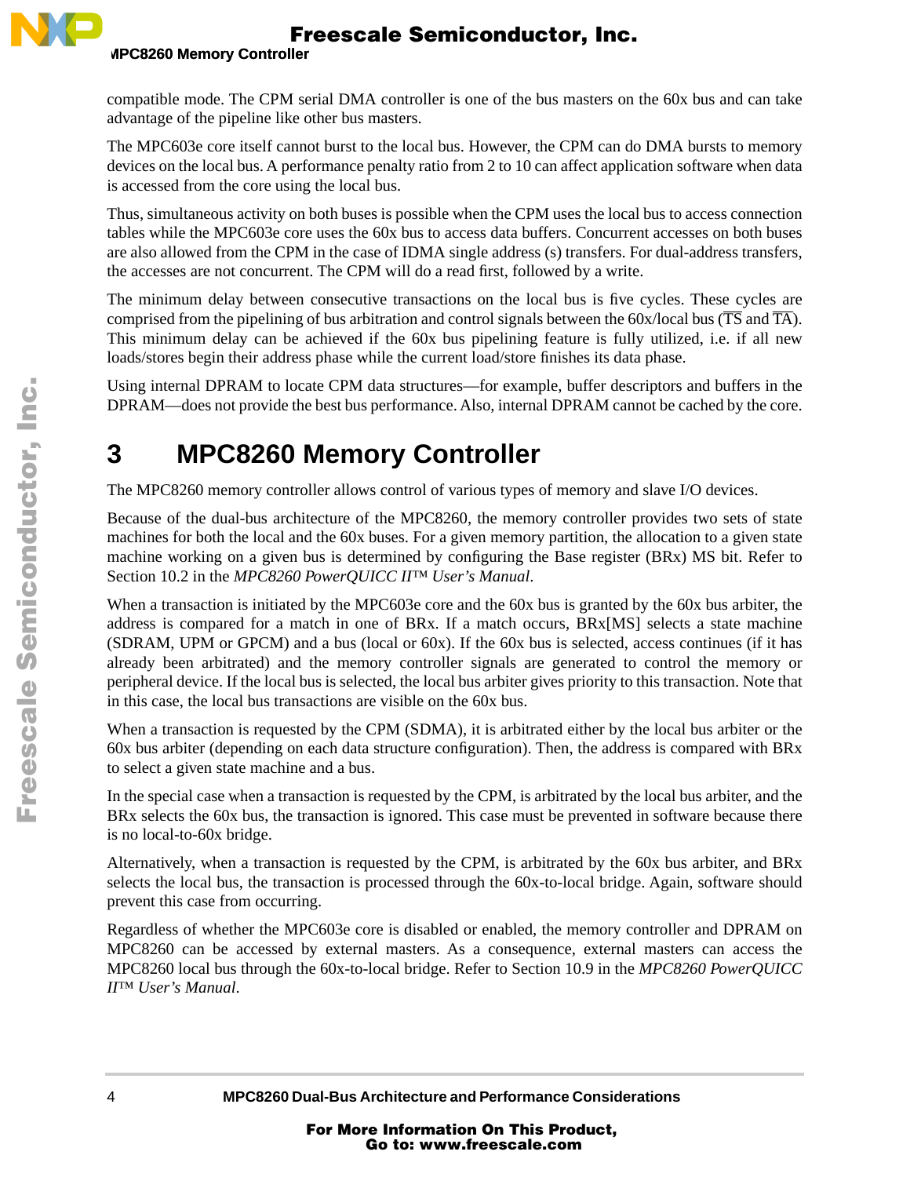compatible mode. The CPM serial DMA controller is one of the bus masters on the 60x bus and can take advantage of the pipeline like other bus masters.

The MPC603e core itself cannot burst to the local bus. However, the CPM can do DMA bursts to memory devices on the local bus. A performance penalty ratio from 2 to 10 can affect application software when data is accessed from the core using the local bus.

Thus, simultaneous activity on both buses is possible when the CPM uses the local bus to access connection tables while the MPC603e core uses the 60x bus to access data buffers. Concurrent accesses on both buses are also allowed from the CPM in the case of IDMA single address (s) transfers. For dual-address transfers, the accesses are not concurrent. The CPM will do a read first, followed by a write.

The minimum delay between consecutive transactions on the local bus is five cycles. These cycles are comprised from the pipelining of bus arbitration and control signals between the 60x/local bus ($\overline{TS}$ and $\overline{TA}$). This minimum delay can be achieved if the 60x bus pipelining feature is fully utilized, i.e. if all new loads/stores begin their address phase while the current load/store finishes its data phase.

Using internal DPRAM to locate CPM data structures—for example, buffer descriptors and buffers in the DPRAM—does not provide the best bus performance. Also, internal DPRAM cannot be cached by the core.

# 3 MPC8260 Memory Controller

The MPC8260 memory controller allows control of various types of memory and slave I/O devices.

Because of the dual-bus architecture of the MPC8260, the memory controller provides two sets of state machines for both the local and the 60x buses. For a given memory partition, the allocation to a given state machine working on a given bus is determined by configuring the Base register (BRx) MS bit. Refer to Section 10.2 in the *MPC8260 PowerQUICC II™ User's Manual*.

When a transaction is initiated by the MPC603e core and the 60x bus is granted by the 60x bus arbiter, the address is compared for a match in one of BRx. If a match occurs, BRx[MS] selects a state machine (SDRAM, UPM or GPCM) and a bus (local or 60x). If the 60x bus is selected, access continues (if it has already been arbitrated) and the memory controller signals are generated to control the memory or peripheral device. If the local bus is selected, the local bus arbiter gives priority to this transaction. Note that in this case, the local bus transactions are visible on the 60x bus.

When a transaction is requested by the CPM (SDMA), it is arbitrated either by the local bus arbiter or the 60x bus arbiter (depending on each data structure configuration). Then, the address is compared with BRx to select a given state machine and a bus.

In the special case when a transaction is requested by the CPM, is arbitrated by the local bus arbiter, and the BRx selects the 60x bus, the transaction is ignored. This case must be prevented in software because there is no local-to-60x bridge.

Alternatively, when a transaction is requested by the CPM, is arbitrated by the 60x bus arbiter, and BRx selects the local bus, the transaction is processed through the 60x-to-local bridge. Again, software should prevent this case from occurring.

Regardless of whether the MPC603e core is disabled or enabled, the memory controller and DPRAM on MPC8260 can be accessed by external masters. As a consequence, external masters can access the MPC8260 local bus through the 60x-to-local bridge. Refer to Section 10.9 in the *MPC8260 PowerQUICC II™ User's Manual*.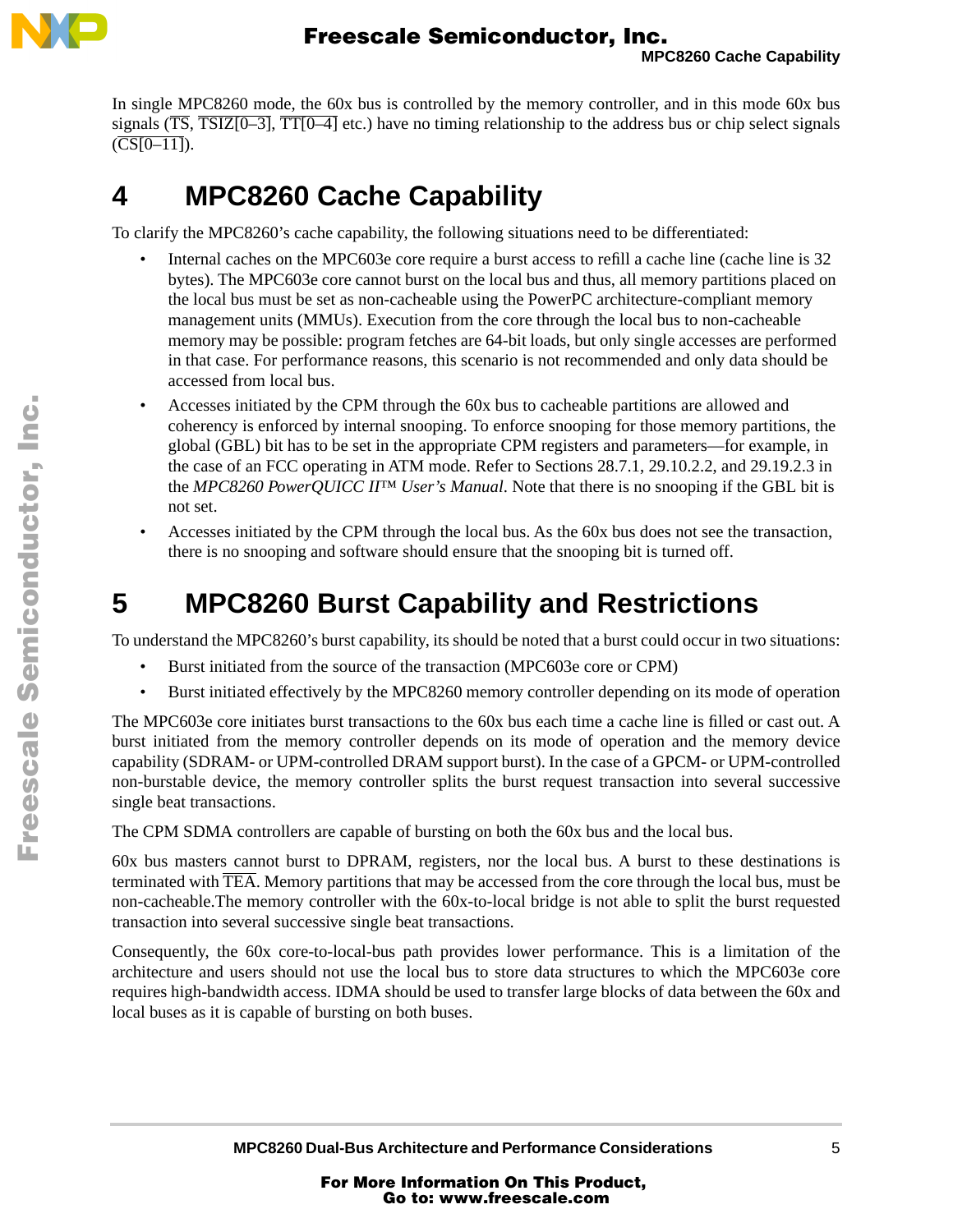In single MPC8260 mode, the 60x bus is controlled by the memory controller, and in this mode 60x bus signals ($\overline{TS}$, $\overline{TSIZ[0–3]}$, $\overline{TT[0–4]}$ etc.) have no timing relationship to the address bus or chip select signals ($\overline{CS[0–11]}$).

# 4 MPC8260 Cache Capability

To clarify the MPC8260's cache capability, the following situations need to be differentiated:

- Internal caches on the MPC603e core require a burst access to refill a cache line (cache line is 32 bytes). The MPC603e core cannot burst on the local bus and thus, all memory partitions placed on the local bus must be set as non-cacheable using the PowerPC architecture-compliant memory management units (MMUs). Execution from the core through the local bus to non-cacheable memory may be possible: program fetches are 64-bit loads, but only single accesses are performed in that case. For performance reasons, this scenario is not recommended and only data should be accessed from local bus.
- Accesses initiated by the CPM through the 60x bus to cacheable partitions are allowed and coherency is enforced by internal snooping. To enforce snooping for those memory partitions, the global (GBL) bit has to be set in the appropriate CPM registers and parameters—for example, in the case of an FCC operating in ATM mode. Refer to Sections 28.7.1, 29.10.2.2, and 29.19.2.3 in the *MPC8260 PowerQUICC II™ User's Manual*. Note that there is no snooping if the GBL bit is not set.
- Accesses initiated by the CPM through the local bus. As the 60x bus does not see the transaction, there is no snooping and software should ensure that the snooping bit is turned off.

# 5 MPC8260 Burst Capability and Restrictions

To understand the MPC8260's burst capability, its should be noted that a burst could occur in two situations:

- Burst initiated from the source of the transaction (MPC603e core or CPM)
- Burst initiated effectively by the MPC8260 memory controller depending on its mode of operation

The MPC603e core initiates burst transactions to the 60x bus each time a cache line is filled or cast out. A burst initiated from the memory controller depends on its mode of operation and the memory device capability (SDRAM- or UPM-controlled DRAM support burst). In the case of a GPCM- or UPM-controlled non-burstable device, the memory controller splits the burst request transaction into several successive single beat transactions.

The CPM SDMA controllers are capable of bursting on both the 60x bus and the local bus.

60x bus masters cannot burst to DPRAM, registers, nor the local bus. A burst to these destinations is terminated with $\overline{TEA}$. Memory partitions that may be accessed from the core through the local bus, must be non-cacheable.The memory controller with the 60x-to-local bridge is not able to split the burst requested transaction into several successive single beat transactions.

Consequently, the 60x core-to-local-bus path provides lower performance. This is a limitation of the architecture and users should not use the local bus to store data structures to which the MPC603e core requires high-bandwidth access. IDMA should be used to transfer large blocks of data between the 60x and local buses as it is capable of bursting on both buses.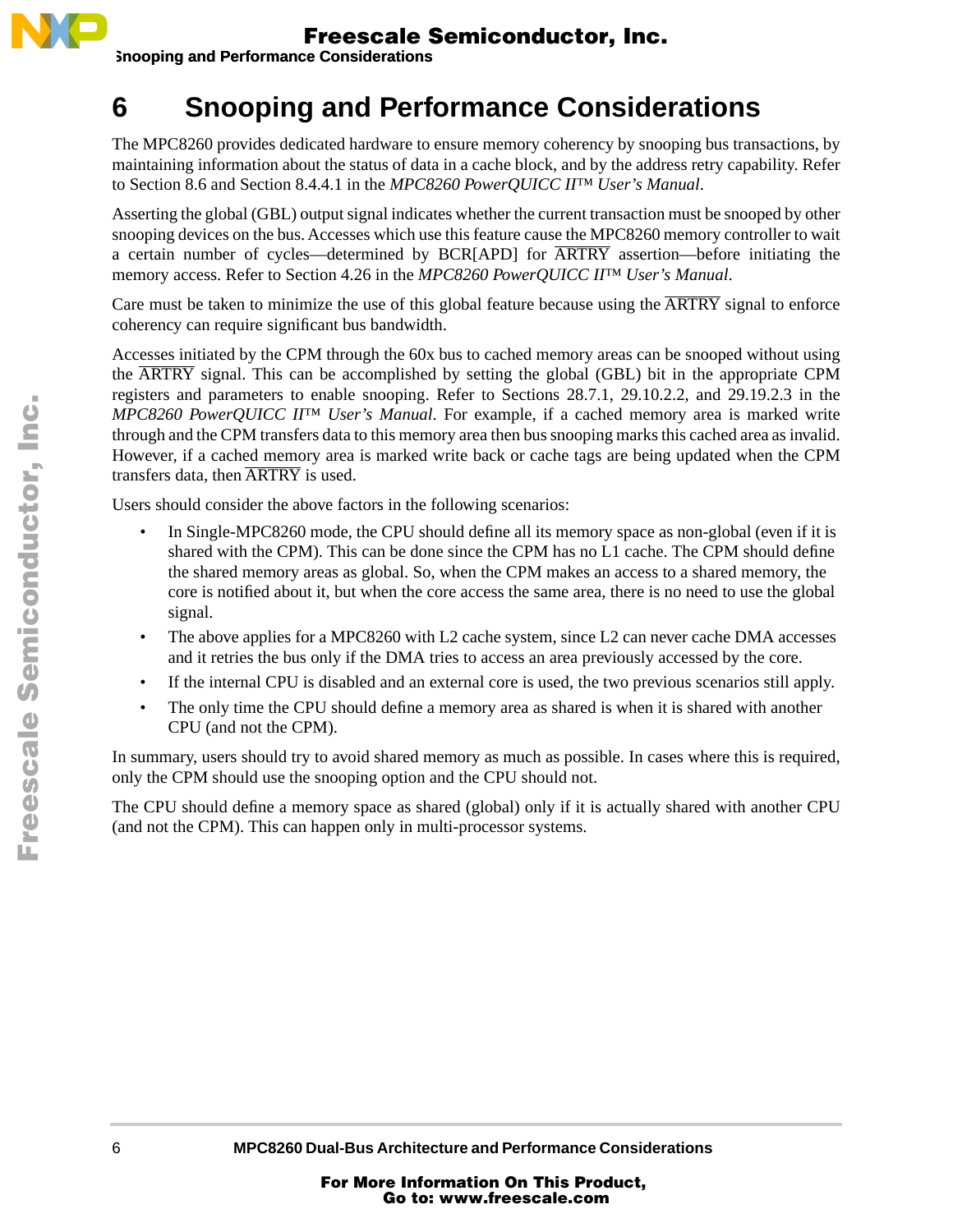# 6 Snooping and Performance Considerations

The MPC8260 provides dedicated hardware to ensure memory coherency by snooping bus transactions, by maintaining information about the status of data in a cache block, and by the address retry capability. Refer to Section 8.6 and Section 8.4.4.1 in the *MPC8260 PowerQUICC II™ User's Manual*.

Asserting the global (GBL) output signal indicates whether the current transaction must be snooped by other snooping devices on the bus. Accesses which use this feature cause the MPC8260 memory controller to wait a certain number of cycles—determined by BCR[APD] for ARTRY assertion—before initiating the memory access. Refer to Section 4.26 in the *MPC8260 PowerQUICC II™ User's Manual*.

Care must be taken to minimize the use of this global feature because using the ARTRY signal to enforce coherency can require significant bus bandwidth.

Accesses initiated by the CPM through the 60x bus to cached memory areas can be snooped without using the ARTRY signal. This can be accomplished by setting the global (GBL) bit in the appropriate CPM registers and parameters to enable snooping. Refer to Sections 28.7.1, 29.10.2.2, and 29.19.2.3 in the *MPC8260 PowerQUICC II™ User's Manual*. For example, if a cached memory area is marked write through and the CPM transfers data to this memory area then bus snooping marks this cached area as invalid. However, if a cached memory area is marked write back or cache tags are being updated when the CPM transfers data, then ARTRY is used.

Users should consider the above factors in the following scenarios:

- In Single-MPC8260 mode, the CPU should define all its memory space as non-global (even if it is shared with the CPM). This can be done since the CPM has no L1 cache. The CPM should define the shared memory areas as global. So, when the CPM makes an access to a shared memory, the core is notified about it, but when the core access the same area, there is no need to use the global signal.
- The above applies for a MPC8260 with L2 cache system, since L2 can never cache DMA accesses and it retries the bus only if the DMA tries to access an area previously accessed by the core.
- If the internal CPU is disabled and an external core is used, the two previous scenarios still apply.
- The only time the CPU should define a memory area as shared is when it is shared with another CPU (and not the CPM).

In summary, users should try to avoid shared memory as much as possible. In cases where this is required, only the CPM should use the snooping option and the CPU should not.

The CPU should define a memory space as shared (global) only if it is actually shared with another CPU (and not the CPM). This can happen only in multi-processor systems.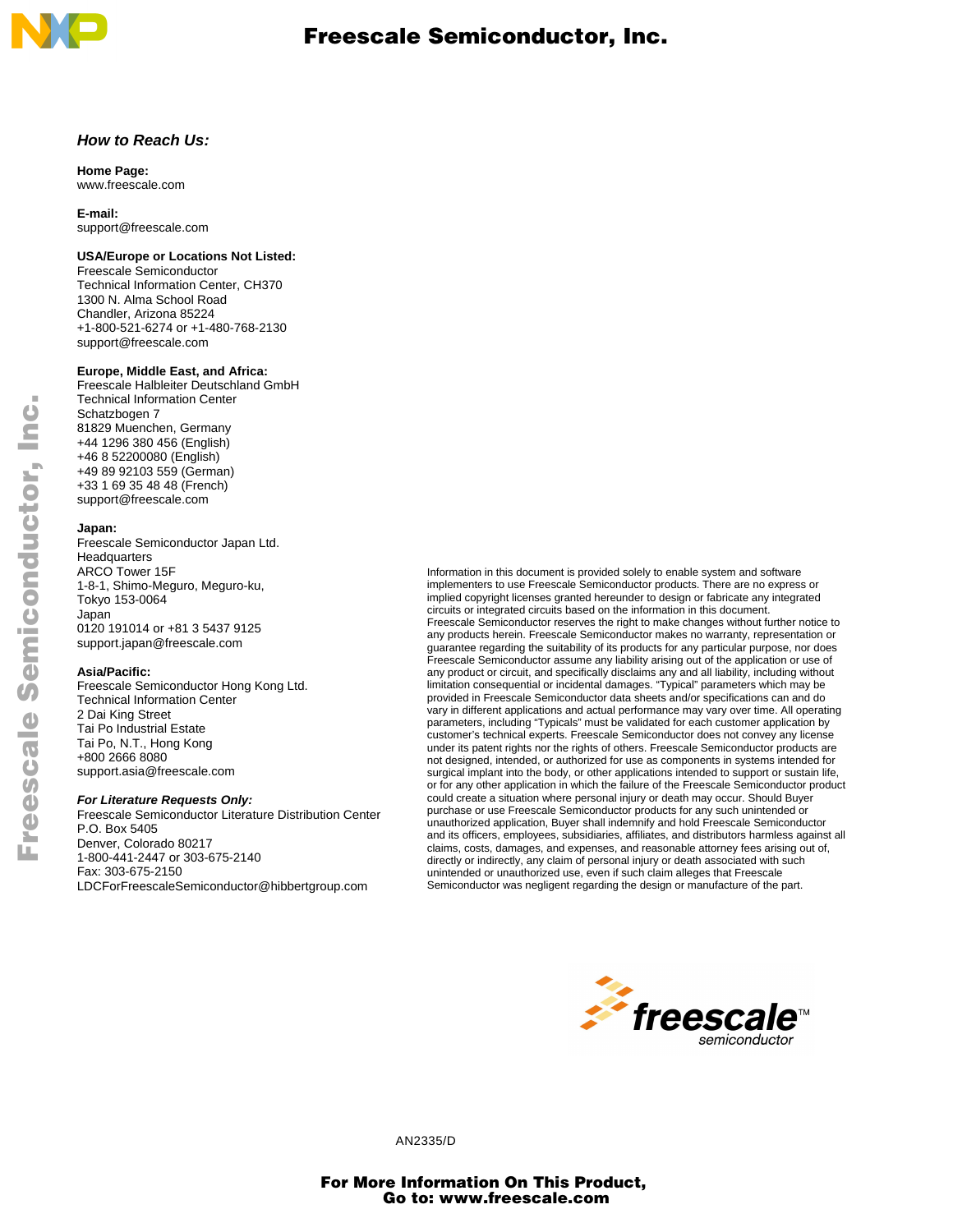### *How to Reach Us:*

**Home Page:**
www.freescale.com

**E-mail:**
support@freescale.com

**USA/Europe or Locations Not Listed:**
Freescale Semiconductor
Technical Information Center, CH370
1300 N. Alma School Road
Chandler, Arizona 85224
+1-800-521-6274 or +1-480-768-2130
support@freescale.com

**Europe, Middle East, and Africa:**
Freescale Halbleiter Deutschland GmbH
Technical Information Center
Schatzbogen 7
81829 Muenchen, Germany
+44 1296 380 456 (English)
+46 8 52200080 (English)
+49 89 92103 559 (German)
+33 1 69 35 48 48 (French)
support@freescale.com

**Japan:**
Freescale Semiconductor Japan Ltd.
Headquarters
ARCO Tower 15F
1-8-1, Shimo-Meguro, Meguro-ku,
Tokyo 153-0064
Japan
0120 191014 or +81 3 5437 9125
support.japan@freescale.com

**Asia/Pacific:**
Freescale Semiconductor Hong Kong Ltd.
Technical Information Center
2 Dai King Street
Tai Po Industrial Estate
Tai Po, N.T., Hong Kong
+800 2666 8080
support.asia@freescale.com

***For Literature Requests Only:***
Freescale Semiconductor Literature Distribution Center
P.O. Box 5405
Denver, Colorado 80217
1-800-441-2447 or 303-675-2140
Fax: 303-675-2150
LDCForFreescaleSemiconductor@hibbertgroup.com

Information in this document is provided solely to enable system and software implementers to use Freescale Semiconductor products. There are no express or implied copyright licenses granted hereunder to design or fabricate any integrated circuits or integrated circuits based on the information in this document.
Freescale Semiconductor reserves the right to make changes without further notice to any products herein. Freescale Semiconductor makes no warranty, representation or guarantee regarding the suitability of its products for any particular purpose, nor does Freescale Semiconductor assume any liability arising out of the application or use of any product or circuit, and specifically disclaims any and all liability, including without limitation consequential or incidental damages. "Typical" parameters which may be provided in Freescale Semiconductor data sheets and/or specifications can and do vary in different applications and actual performance may vary over time. All operating parameters, including "Typicals" must be validated for each customer application by customer's technical experts. Freescale Semiconductor does not convey any license under its patent rights nor the rights of others. Freescale Semiconductor products are not designed, intended, or authorized for use as components in systems intended for surgical implant into the body, or other applications intended to support or sustain life, or for any other application in which the failure of the Freescale Semiconductor product could create a situation where personal injury or death may occur. Should Buyer purchase or use Freescale Semiconductor products for any such unintended or unauthorized application, Buyer shall indemnify and hold Freescale Semiconductor and its officers, employees, subsidiaries, affiliates, and distributors harmless against all claims, costs, damages, and expenses, and reasonable attorney fees arising out of, directly or indirectly, any claim of personal injury or death associated with such unintended or unauthorized use, even if such claim alleges that Freescale Semiconductor was negligent regarding the design or manufacture of the part.

AN2335/D